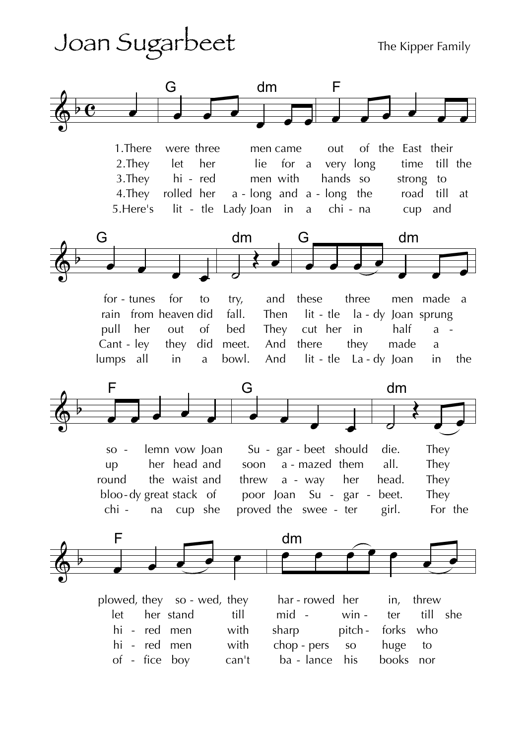# Joan Sugarbeet

The Kipper Family

1. There were three men came out of the East their fortunes for to try, and these three men made a solemn vow Joan Sugarbeet should die. They plowed, they sowed, they harrowed her in, threw

2. They let her lie for a very long time till the rain from heaven did fall. Then little lady Joan sprung up her head and soon amazed them all. They let her stand till midwinter till she

3. They hired men with hands so strong to pull her out of bed They cut her in half around the waist and threw away her head. They hired men with sharp pitchforks who

4. They rolled her along and along the road till at Cantley they did meet. And there they made a bloody great stack of poor Joan Sugarbeet. They hired men with choppers so huge to

5. Here's little Lady Joan in a china cup and lumps all in a bowl. And little Lady Joan in the china cup she proved the sweeter girl. For the office boy can't balance his books nor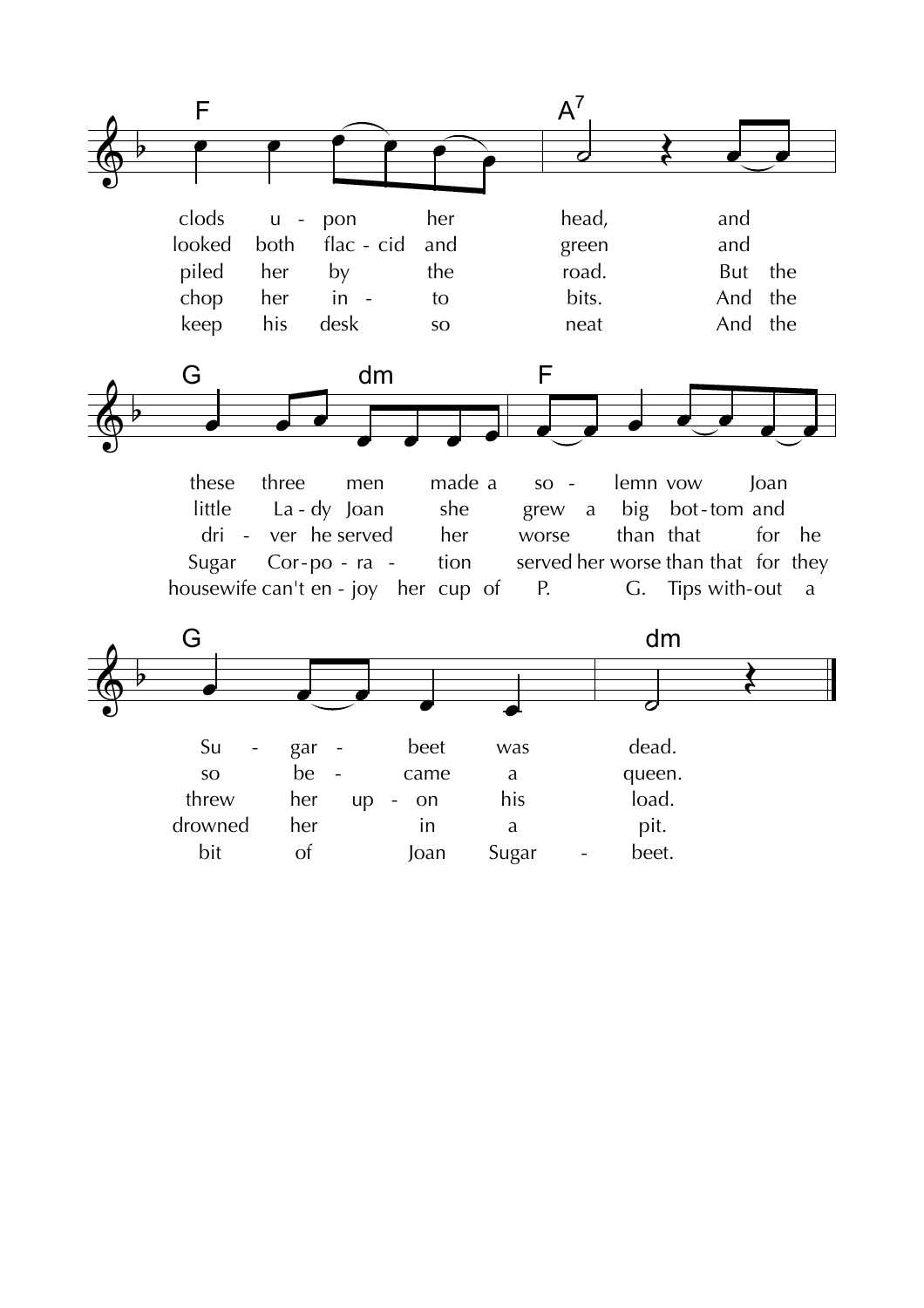clods u - pon her head, and
looked both flac - cid and green and
piled her by the road. But the
chop her in - to bits. And the
keep his desk so neat And the

these three men made a so - lemn vow Joan
little La - dy Joan she grew a big bot - tom and
dri - ver he served her worse than that for he
Sugar Cor - po - ra - tion served her worse than that for they
housewife can't en - joy her cup of P. G. Tips with - out a

Su - gar - beet was dead.
so be - came a queen.
threw her up - on his load.
drowned her in a pit.
bit of Joan Sugar - beet.